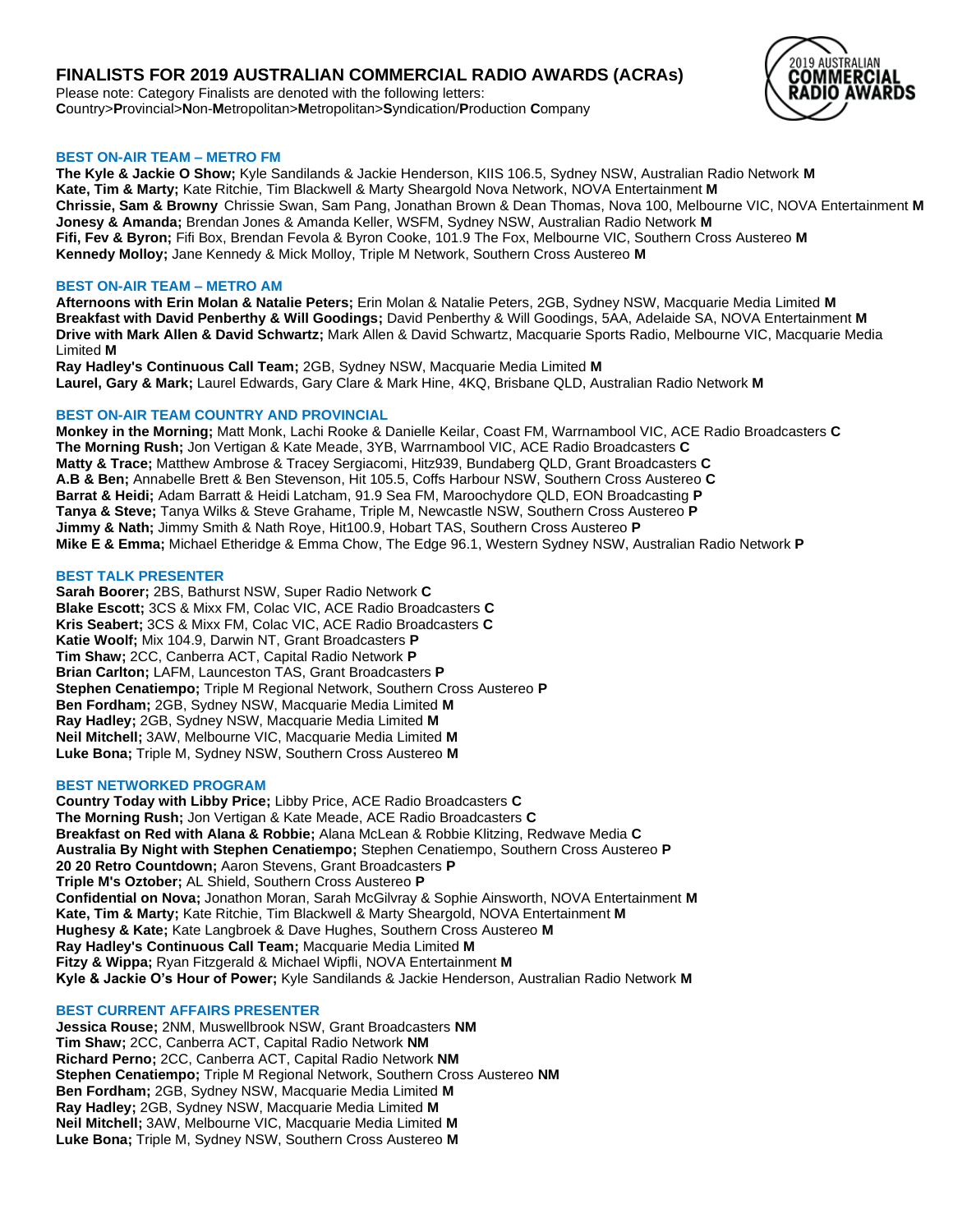# FINALISTS FOR 2019 AUSTRALIAN COMMERCIAL RADIO AWARDS (ACRAs)

Please note: Category Finalists are denoted with the following letters:
**C**ountry>**P**rovincial>**N**on-**M**etropolitan>**M**etropolitan>**S**yndication/**P**roduction **C**ompany

### BEST ON-AIR TEAM – METRO FM

**The Kyle & Jackie O Show;** Kyle Sandilands & Jackie Henderson, KIIS 106.5, Sydney NSW, Australian Radio Network **M**
**Kate, Tim & Marty;** Kate Ritchie, Tim Blackwell & Marty Sheargold Nova Network, NOVA Entertainment **M**
**Chrissie, Sam & Browny** Chrissie Swan, Sam Pang, Jonathan Brown & Dean Thomas, Nova 100, Melbourne VIC, NOVA Entertainment **M**
**Jonesy & Amanda;** Brendan Jones & Amanda Keller, WSFM, Sydney NSW, Australian Radio Network **M**
**Fifi, Fev & Byron;** Fifi Box, Brendan Fevola & Byron Cooke, 101.9 The Fox, Melbourne VIC, Southern Cross Austereo **M**
**Kennedy Molloy;** Jane Kennedy & Mick Molloy, Triple M Network, Southern Cross Austereo **M**

### BEST ON-AIR TEAM – METRO AM

**Afternoons with Erin Molan & Natalie Peters;** Erin Molan & Natalie Peters, 2GB, Sydney NSW, Macquarie Media Limited **M**
**Breakfast with David Penberthy & Will Goodings;** David Penberthy & Will Goodings, 5AA, Adelaide SA, NOVA Entertainment **M**
**Drive with Mark Allen & David Schwartz;** Mark Allen & David Schwartz, Macquarie Sports Radio, Melbourne VIC, Macquarie Media Limited **M**
**Ray Hadley's Continuous Call Team;** 2GB, Sydney NSW, Macquarie Media Limited **M**
**Laurel, Gary & Mark;** Laurel Edwards, Gary Clare & Mark Hine, 4KQ, Brisbane QLD, Australian Radio Network **M**

### BEST ON-AIR TEAM COUNTRY AND PROVINCIAL

**Monkey in the Morning;** Matt Monk, Lachi Rooke & Danielle Keilar, Coast FM, Warrnambool VIC, ACE Radio Broadcasters **C**
**The Morning Rush;** Jon Vertigan & Kate Meade, 3YB, Warrnambool VIC, ACE Radio Broadcasters **C**
**Matty & Trace;** Matthew Ambrose & Tracey Sergiacomi, Hitz939, Bundaberg QLD, Grant Broadcasters **C**
**A.B & Ben;** Annabelle Brett & Ben Stevenson, Hit 105.5, Coffs Harbour NSW, Southern Cross Austereo **C**
**Barrat & Heidi;** Adam Barratt & Heidi Latcham, 91.9 Sea FM, Maroochydore QLD, EON Broadcasting **P**
**Tanya & Steve;** Tanya Wilks & Steve Grahame, Triple M, Newcastle NSW, Southern Cross Austereo **P**
**Jimmy & Nath;** Jimmy Smith & Nath Roye, Hit100.9, Hobart TAS, Southern Cross Austereo **P**
**Mike E & Emma;** Michael Etheridge & Emma Chow, The Edge 96.1, Western Sydney NSW, Australian Radio Network **P**

### BEST TALK PRESENTER

**Sarah Boorer;** 2BS, Bathurst NSW, Super Radio Network **C**
**Blake Escott;** 3CS & Mixx FM, Colac VIC, ACE Radio Broadcasters **C**
**Kris Seabert;** 3CS & Mixx FM, Colac VIC, ACE Radio Broadcasters **C**
**Katie Woolf;** Mix 104.9, Darwin NT, Grant Broadcasters **P**
**Tim Shaw;** 2CC, Canberra ACT, Capital Radio Network **P**
**Brian Carlton;** LAFM, Launceston TAS, Grant Broadcasters **P**
**Stephen Cenatiempo;** Triple M Regional Network, Southern Cross Austereo **P**
**Ben Fordham;** 2GB, Sydney NSW, Macquarie Media Limited **M**
**Ray Hadley;** 2GB, Sydney NSW, Macquarie Media Limited **M**
**Neil Mitchell;** 3AW, Melbourne VIC, Macquarie Media Limited **M**
**Luke Bona;** Triple M, Sydney NSW, Southern Cross Austereo **M**

### BEST NETWORKED PROGRAM

**Country Today with Libby Price;** Libby Price, ACE Radio Broadcasters **C**
**The Morning Rush;** Jon Vertigan & Kate Meade, ACE Radio Broadcasters **C**
**Breakfast on Red with Alana & Robbie;** Alana McLean & Robbie Klitzing, Redwave Media **C**
**Australia By Night with Stephen Cenatiempo;** Stephen Cenatiempo, Southern Cross Austereo **P**
**20 20 Retro Countdown;** Aaron Stevens, Grant Broadcasters **P**
**Triple M's Oztober;** AL Shield, Southern Cross Austereo **P**
**Confidential on Nova;** Jonathon Moran, Sarah McGilvray & Sophie Ainsworth, NOVA Entertainment **M**
**Kate, Tim & Marty;** Kate Ritchie, Tim Blackwell & Marty Sheargold, NOVA Entertainment **M**
**Hughesy & Kate;** Kate Langbroek & Dave Hughes, Southern Cross Austereo **M**
**Ray Hadley's Continuous Call Team;** Macquarie Media Limited **M**
**Fitzy & Wippa;** Ryan Fitzgerald & Michael Wipfli, NOVA Entertainment **M**
**Kyle & Jackie O's Hour of Power;** Kyle Sandilands & Jackie Henderson, Australian Radio Network **M**

### BEST CURRENT AFFAIRS PRESENTER

**Jessica Rouse;** 2NM, Muswellbrook NSW, Grant Broadcasters **NM**
**Tim Shaw;** 2CC, Canberra ACT, Capital Radio Network **NM**
**Richard Perno;** 2CC, Canberra ACT, Capital Radio Network **NM**
**Stephen Cenatiempo;** Triple M Regional Network, Southern Cross Austereo **NM**
**Ben Fordham;** 2GB, Sydney NSW, Macquarie Media Limited **M**
**Ray Hadley;** 2GB, Sydney NSW, Macquarie Media Limited **M**
**Neil Mitchell;** 3AW, Melbourne VIC, Macquarie Media Limited **M**
**Luke Bona;** Triple M, Sydney NSW, Southern Cross Austereo **M**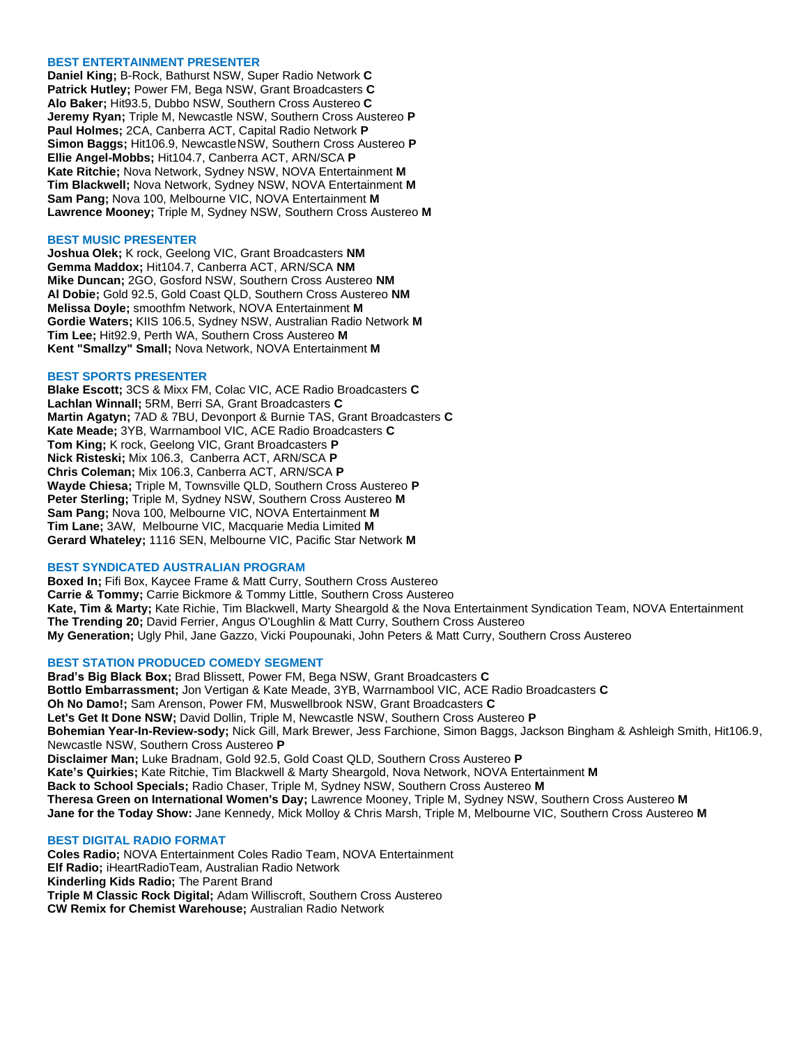## BEST ENTERTAINMENT PRESENTER

**Daniel King;** B-Rock, Bathurst NSW, Super Radio Network **C**
**Patrick Hutley;** Power FM, Bega NSW, Grant Broadcasters **C**
**Alo Baker;** Hit93.5, Dubbo NSW, Southern Cross Austereo **C**
**Jeremy Ryan;** Triple M, Newcastle NSW, Southern Cross Austereo **P**
**Paul Holmes;** 2CA, Canberra ACT, Capital Radio Network **P**
**Simon Baggs;** Hit106.9, Newcastle NSW, Southern Cross Austereo **P**
**Ellie Angel-Mobbs;** Hit104.7, Canberra ACT, ARN/SCA **P**
**Kate Ritchie;** Nova Network, Sydney NSW, NOVA Entertainment **M**
**Tim Blackwell;** Nova Network, Sydney NSW, NOVA Entertainment **M**
**Sam Pang;** Nova 100, Melbourne VIC, NOVA Entertainment **M**
**Lawrence Mooney;** Triple M, Sydney NSW, Southern Cross Austereo **M**

## BEST MUSIC PRESENTER

**Joshua Olek;** K rock, Geelong VIC, Grant Broadcasters **NM**
**Gemma Maddox;** Hit104.7, Canberra ACT, ARN/SCA **NM**
**Mike Duncan;** 2GO, Gosford NSW, Southern Cross Austereo **NM**
**Al Dobie;** Gold 92.5, Gold Coast QLD, Southern Cross Austereo **NM**
**Melissa Doyle;** smoothfm Network, NOVA Entertainment **M**
**Gordie Waters;** KIIS 106.5, Sydney NSW, Australian Radio Network **M**
**Tim Lee;** Hit92.9, Perth WA, Southern Cross Austereo **M**
**Kent "Smallzy" Small;** Nova Network, NOVA Entertainment **M**

## BEST SPORTS PRESENTER

**Blake Escott;** 3CS & Mixx FM, Colac VIC, ACE Radio Broadcasters **C**
**Lachlan Winnall;** 5RM, Berri SA, Grant Broadcasters **C**
**Martin Agatyn;** 7AD & 7BU, Devonport & Burnie TAS, Grant Broadcasters **C**
**Kate Meade;** 3YB, Warrnambool VIC, ACE Radio Broadcasters **C**
**Tom King;** K rock, Geelong VIC, Grant Broadcasters **P**
**Nick Risteski;** Mix 106.3, Canberra ACT, ARN/SCA **P**
**Chris Coleman;** Mix 106.3, Canberra ACT, ARN/SCA **P**
**Wayde Chiesa;** Triple M, Townsville QLD, Southern Cross Austereo **P**
**Peter Sterling;** Triple M, Sydney NSW, Southern Cross Austereo **M**
**Sam Pang;** Nova 100, Melbourne VIC, NOVA Entertainment **M**
**Tim Lane;** 3AW, Melbourne VIC, Macquarie Media Limited **M**
**Gerard Whateley;** 1116 SEN, Melbourne VIC, Pacific Star Network **M**

## BEST SYNDICATED AUSTRALIAN PROGRAM

**Boxed In;** Fifi Box, Kaycee Frame & Matt Curry, Southern Cross Austereo
**Carrie & Tommy;** Carrie Bickmore & Tommy Little, Southern Cross Austereo
**Kate, Tim & Marty;** Kate Richie, Tim Blackwell, Marty Sheargold & the Nova Entertainment Syndication Team, NOVA Entertainment
**The Trending 20;** David Ferrier, Angus O'Loughlin & Matt Curry, Southern Cross Austereo
**My Generation;** Ugly Phil, Jane Gazzo, Vicki Poupounaki, John Peters & Matt Curry, Southern Cross Austereo

## BEST STATION PRODUCED COMEDY SEGMENT

**Brad's Big Black Box;** Brad Blissett, Power FM, Bega NSW, Grant Broadcasters **C**
**Bottlo Embarrassment;** Jon Vertigan & Kate Meade, 3YB, Warrnambool VIC, ACE Radio Broadcasters **C**
**Oh No Damo!;** Sam Arenson, Power FM, Muswellbrook NSW, Grant Broadcasters **C**
**Let's Get It Done NSW;** David Dollin, Triple M, Newcastle NSW, Southern Cross Austereo **P**
**Bohemian Year-In-Review-sody;** Nick Gill, Mark Brewer, Jess Farchione, Simon Baggs, Jackson Bingham & Ashleigh Smith, Hit106.9, Newcastle NSW, Southern Cross Austereo **P**
**Disclaimer Man;** Luke Bradnam, Gold 92.5, Gold Coast QLD, Southern Cross Austereo **P**
**Kate's Quirkies;** Kate Ritchie, Tim Blackwell & Marty Sheargold, Nova Network, NOVA Entertainment **M**
**Back to School Specials;** Radio Chaser, Triple M, Sydney NSW, Southern Cross Austereo **M**
**Theresa Green on International Women's Day;** Lawrence Mooney, Triple M, Sydney NSW, Southern Cross Austereo **M**
**Jane for the Today Show:** Jane Kennedy, Mick Molloy & Chris Marsh, Triple M, Melbourne VIC, Southern Cross Austereo **M**

## BEST DIGITAL RADIO FORMAT

**Coles Radio;** NOVA Entertainment Coles Radio Team, NOVA Entertainment
**Elf Radio;** iHeartRadioTeam, Australian Radio Network
**Kinderling Kids Radio;** The Parent Brand
**Triple M Classic Rock Digital;** Adam Williscroft, Southern Cross Austereo
**CW Remix for Chemist Warehouse;** Australian Radio Network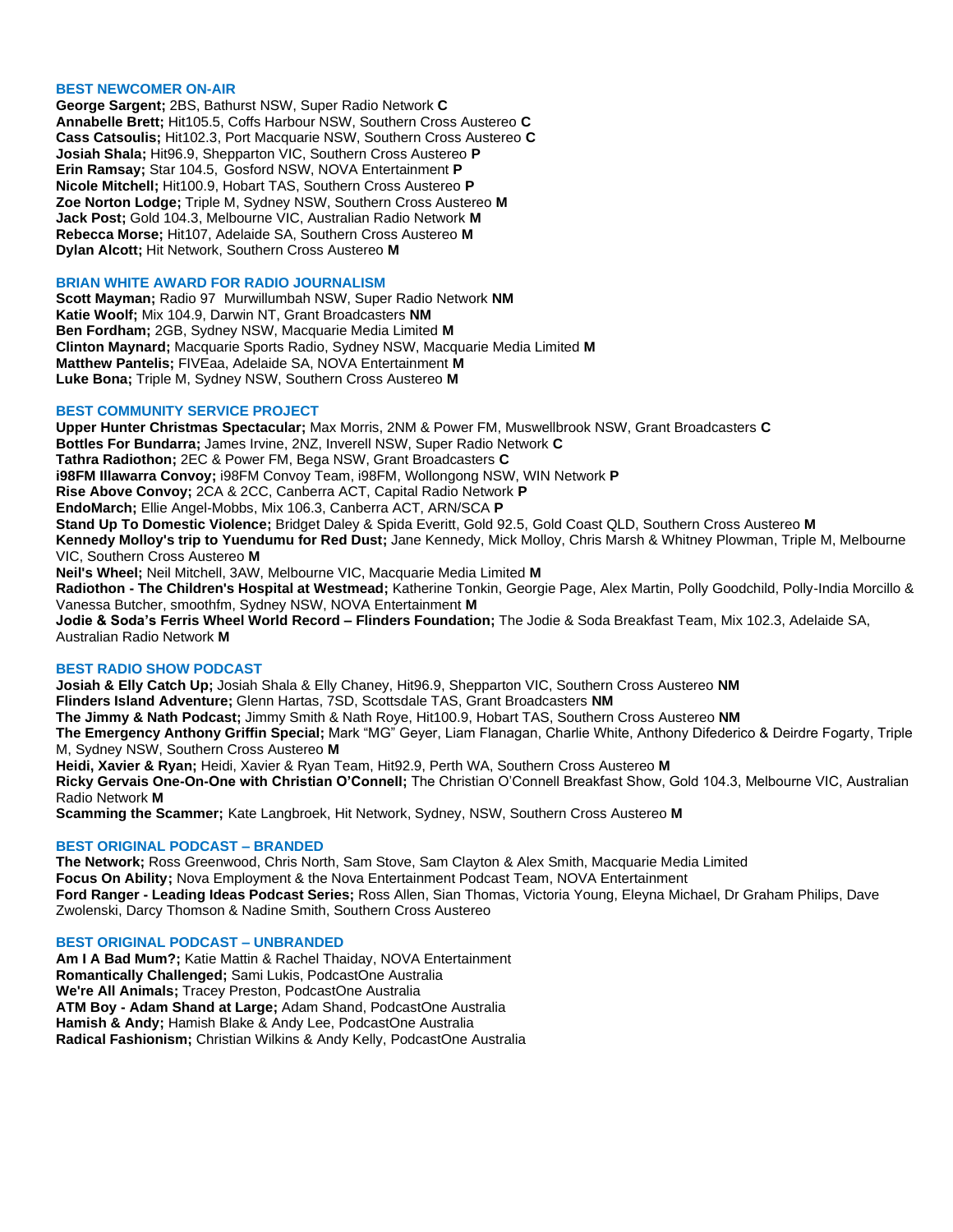### BEST NEWCOMER ON-AIR

**George Sargent;** 2BS, Bathurst NSW, Super Radio Network **C**
**Annabelle Brett;** Hit105.5, Coffs Harbour NSW, Southern Cross Austereo **C**
**Cass Catsoulis;** Hit102.3, Port Macquarie NSW, Southern Cross Austereo **C**
**Josiah Shala;** Hit96.9, Shepparton VIC, Southern Cross Austereo **P**
**Erin Ramsay;** Star 104.5, Gosford NSW, NOVA Entertainment **P**
**Nicole Mitchell;** Hit100.9, Hobart TAS, Southern Cross Austereo **P**
**Zoe Norton Lodge;** Triple M, Sydney NSW, Southern Cross Austereo **M**
**Jack Post;** Gold 104.3, Melbourne VIC, Australian Radio Network **M**
**Rebecca Morse;** Hit107, Adelaide SA, Southern Cross Austereo **M**
**Dylan Alcott;** Hit Network, Southern Cross Austereo **M**

### BRIAN WHITE AWARD FOR RADIO JOURNALISM

**Scott Mayman;** Radio 97 Murwillumbah NSW, Super Radio Network **NM**
**Katie Woolf;** Mix 104.9, Darwin NT, Grant Broadcasters **NM**
**Ben Fordham;** 2GB, Sydney NSW, Macquarie Media Limited **M**
**Clinton Maynard;** Macquarie Sports Radio, Sydney NSW, Macquarie Media Limited **M**
**Matthew Pantelis;** FIVEaa, Adelaide SA, NOVA Entertainment **M**
**Luke Bona;** Triple M, Sydney NSW, Southern Cross Austereo **M**

### BEST COMMUNITY SERVICE PROJECT

**Upper Hunter Christmas Spectacular;** Max Morris, 2NM & Power FM, Muswellbrook NSW, Grant Broadcasters **C**
**Bottles For Bundarra;** James Irvine, 2NZ, Inverell NSW, Super Radio Network **C**
**Tathra Radiothon;** 2EC & Power FM, Bega NSW, Grant Broadcasters **C**
**i98FM Illawarra Convoy;** i98FM Convoy Team, i98FM, Wollongong NSW, WIN Network **P**
**Rise Above Convoy;** 2CA & 2CC, Canberra ACT, Capital Radio Network **P**
**EndoMarch;** Ellie Angel-Mobbs, Mix 106.3, Canberra ACT, ARN/SCA **P**
**Stand Up To Domestic Violence;** Bridget Daley & Spida Everitt, Gold 92.5, Gold Coast QLD, Southern Cross Austereo **M**
**Kennedy Molloy's trip to Yuendumu for Red Dust;** Jane Kennedy, Mick Molloy, Chris Marsh & Whitney Plowman, Triple M, Melbourne VIC, Southern Cross Austereo **M**
**Neil's Wheel;** Neil Mitchell, 3AW, Melbourne VIC, Macquarie Media Limited **M**
**Radiothon - The Children's Hospital at Westmead;** Katherine Tonkin, Georgie Page, Alex Martin, Polly Goodchild, Polly-India Morcillo & Vanessa Butcher, smoothfm, Sydney NSW, NOVA Entertainment **M**
**Jodie & Soda's Ferris Wheel World Record – Flinders Foundation;** The Jodie & Soda Breakfast Team, Mix 102.3, Adelaide SA, Australian Radio Network **M**

### BEST RADIO SHOW PODCAST

**Josiah & Elly Catch Up;** Josiah Shala & Elly Chaney, Hit96.9, Shepparton VIC, Southern Cross Austereo **NM**
**Flinders Island Adventure;** Glenn Hartas, 7SD, Scottsdale TAS, Grant Broadcasters **NM**
**The Jimmy & Nath Podcast;** Jimmy Smith & Nath Roye, Hit100.9, Hobart TAS, Southern Cross Austereo **NM**
**The Emergency Anthony Griffin Special;** Mark "MG" Geyer, Liam Flanagan, Charlie White, Anthony Difederico & Deirdre Fogarty, Triple M, Sydney NSW, Southern Cross Austereo **M**
**Heidi, Xavier & Ryan;** Heidi, Xavier & Ryan Team, Hit92.9, Perth WA, Southern Cross Austereo **M**
**Ricky Gervais One-On-One with Christian O'Connell;** The Christian O'Connell Breakfast Show, Gold 104.3, Melbourne VIC, Australian Radio Network **M**
**Scamming the Scammer;** Kate Langbroek, Hit Network, Sydney, NSW, Southern Cross Austereo **M**

### BEST ORIGINAL PODCAST – BRANDED

**The Network;** Ross Greenwood, Chris North, Sam Stove, Sam Clayton & Alex Smith, Macquarie Media Limited
**Focus On Ability;** Nova Employment & the Nova Entertainment Podcast Team, NOVA Entertainment
**Ford Ranger - Leading Ideas Podcast Series;** Ross Allen, Sian Thomas, Victoria Young, Eleyna Michael, Dr Graham Philips, Dave Zwolenski, Darcy Thomson & Nadine Smith, Southern Cross Austereo

### BEST ORIGINAL PODCAST – UNBRANDED

**Am I A Bad Mum?;** Katie Mattin & Rachel Thaiday, NOVA Entertainment
**Romantically Challenged;** Sami Lukis, PodcastOne Australia
**We're All Animals;** Tracey Preston, PodcastOne Australia
**ATM Boy - Adam Shand at Large;** Adam Shand, PodcastOne Australia
**Hamish & Andy;** Hamish Blake & Andy Lee, PodcastOne Australia
**Radical Fashionism;** Christian Wilkins & Andy Kelly, PodcastOne Australia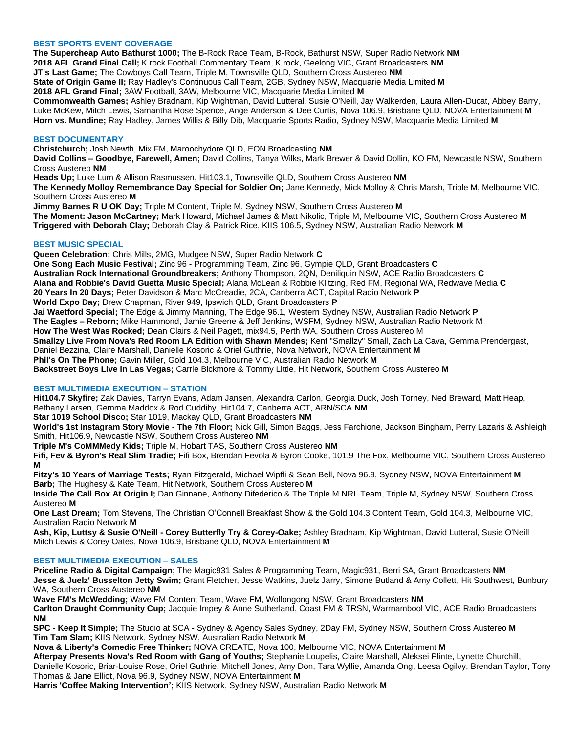### BEST SPORTS EVENT COVERAGE

**The Supercheap Auto Bathurst 1000;** The B-Rock Race Team, B-Rock, Bathurst NSW, Super Radio Network **NM**
**2018 AFL Grand Final Call;** K rock Football Commentary Team, K rock, Geelong VIC, Grant Broadcasters **NM**
**JT's Last Game;** The Cowboys Call Team, Triple M, Townsville QLD, Southern Cross Austereo **NM**
**State of Origin Game II;** Ray Hadley's Continuous Call Team, 2GB, Sydney NSW, Macquarie Media Limited **M**
**2018 AFL Grand Final;** 3AW Football, 3AW, Melbourne VIC, Macquarie Media Limited **M**
**Commonwealth Games;** Ashley Bradnam, Kip Wightman, David Lutteral, Susie O'Neill, Jay Walkerden, Laura Allen-Ducat, Abbey Barry, Luke McKew, Mitch Lewis, Samantha Rose Spence, Ange Anderson & Dee Curtis, Nova 106.9, Brisbane QLD, NOVA Entertainment **M**
**Horn vs. Mundine;** Ray Hadley, James Willis & Billy Dib, Macquarie Sports Radio, Sydney NSW, Macquarie Media Limited **M**

### BEST DOCUMENTARY

**Christchurch;** Josh Newth, Mix FM, Maroochydore QLD, EON Broadcasting **NM**
**David Collins – Goodbye, Farewell, Amen;** David Collins, Tanya Wilks, Mark Brewer & David Dollin, KO FM, Newcastle NSW, Southern Cross Austereo **NM**
**Heads Up;** Luke Lum & Allison Rasmussen, Hit103.1, Townsville QLD, Southern Cross Austereo **NM**
**The Kennedy Molloy Remembrance Day Special for Soldier On;** Jane Kennedy, Mick Molloy & Chris Marsh, Triple M, Melbourne VIC, Southern Cross Austereo **M**
**Jimmy Barnes R U OK Day;** Triple M Content, Triple M, Sydney NSW, Southern Cross Austereo **M**
**The Moment: Jason McCartney;** Mark Howard, Michael James & Matt Nikolic, Triple M, Melbourne VIC, Southern Cross Austereo **M**
**Triggered with Deborah Clay;** Deborah Clay & Patrick Rice, KIIS 106.5, Sydney NSW, Australian Radio Network **M**

### BEST MUSIC SPECIAL

**Queen Celebration;** Chris Mills, 2MG, Mudgee NSW, Super Radio Network **C**
**One Song Each Music Festival;** Zinc 96 - Programming Team, Zinc 96, Gympie QLD, Grant Broadcasters **C**
**Australian Rock International Groundbreakers;** Anthony Thompson, 2QN, Deniliquin NSW, ACE Radio Broadcasters **C**
**Alana and Robbie's David Guetta Music Special;** Alana McLean & Robbie Klitzing, Red FM, Regional WA, Redwave Media **C**
**20 Years In 20 Days;** Peter Davidson & Marc McCreadie, 2CA, Canberra ACT, Capital Radio Network **P**
**World Expo Day;** Drew Chapman, River 949, Ipswich QLD, Grant Broadcasters **P**
**Jai Waetford Special;** The Edge & Jimmy Manning, The Edge 96.1, Western Sydney NSW, Australian Radio Network **P**
**The Eagles – Reborn;** Mike Hammond, Jamie Greene & Jeff Jenkins, WSFM, Sydney NSW, Australian Radio Network M
**How The West Was Rocked;** Dean Clairs & Neil Pagett, mix94.5, Perth WA, Southern Cross Austereo M
**Smallzy Live From Nova's Red Room LA Edition with Shawn Mendes;** Kent "Smallzy" Small, Zach La Cava, Gemma Prendergast, Daniel Bezzina, Claire Marshall, Danielle Kosoric & Oriel Guthrie, Nova Network, NOVA Entertainment **M**
**Phil's On The Phone;** Gavin Miller, Gold 104.3, Melbourne VIC, Australian Radio Network **M**
**Backstreet Boys Live in Las Vegas;** Carrie Bickmore & Tommy Little, Hit Network, Southern Cross Austereo **M**

### BEST MULTIMEDIA EXECUTION – STATION

**Hit104.7 Skyfire;** Zak Davies, Tarryn Evans, Adam Jansen, Alexandra Carlon, Georgia Duck, Josh Torney, Ned Breward, Matt Heap, Bethany Larsen, Gemma Maddox & Rod Cuddihy, Hit104.7, Canberra ACT, ARN/SCA **NM**
**Star 1019 School Disco;** Star 1019, Mackay QLD, Grant Broadcasters **NM**
**World's 1st Instagram Story Movie - The 7th Floor;** Nick Gill, Simon Baggs, Jess Farchione, Jackson Bingham, Perry Lazaris & Ashleigh Smith, Hit106.9, Newcastle NSW, Southern Cross Austereo **NM**
**Triple M's CoMMMedy Kids;** Triple M, Hobart TAS, Southern Cross Austereo **NM**
**Fifi, Fev & Byron's Real Slim Tradie;** Fifi Box, Brendan Fevola & Byron Cooke, 101.9 The Fox, Melbourne VIC, Southern Cross Austereo **M**
**Fitzy's 10 Years of Marriage Tests;** Ryan Fitzgerald, Michael Wipfli & Sean Bell, Nova 96.9, Sydney NSW, NOVA Entertainment **M**
**Barb;** The Hughesy & Kate Team, Hit Network, Southern Cross Austereo **M**
**Inside The Call Box At Origin I;** Dan Ginnane, Anthony Difederico & The Triple M NRL Team, Triple M, Sydney NSW, Southern Cross Austereo **M**
**One Last Dream;** Tom Stevens, The Christian O'Connell Breakfast Show & the Gold 104.3 Content Team, Gold 104.3, Melbourne VIC, Australian Radio Network **M**
**Ash, Kip, Luttsy & Susie O'Neill - Corey Butterfly Try & Corey-Oake;** Ashley Bradnam, Kip Wightman, David Lutteral, Susie O'Neill Mitch Lewis & Corey Oates, Nova 106.9, Brisbane QLD, NOVA Entertainment **M**

### BEST MULTIMEDIA EXECUTION – SALES

**Priceline Radio & Digital Campaign;** The Magic931 Sales & Programming Team, Magic931, Berri SA, Grant Broadcasters **NM**
**Jesse & Juelz' Busselton Jetty Swim;** Grant Fletcher, Jesse Watkins, Juelz Jarry, Simone Butland & Amy Collett, Hit Southwest, Bunbury WA, Southern Cross Austereo **NM**
**Wave FM's McWedding;** Wave FM Content Team, Wave FM, Wollongong NSW, Grant Broadcasters **NM**
**Carlton Draught Community Cup;** Jacquie Impey & Anne Sutherland, Coast FM & TRSN, Warrnambool VIC, ACE Radio Broadcasters **NM**
**SPC - Keep It Simple;** The Studio at SCA - Sydney & Agency Sales Sydney, 2Day FM, Sydney NSW, Southern Cross Austereo **M**
**Tim Tam Slam;** KIIS Network, Sydney NSW, Australian Radio Network **M**
**Nova & Liberty's Comedic Free Thinker;** NOVA CREATE, Nova 100, Melbourne VIC, NOVA Entertainment **M**
**Afterpay Presents Nova's Red Room with Gang of Youths;** Stephanie Loupelis, Claire Marshall, Aleksei Plinte, Lynette Churchill, Danielle Kosoric, Briar-Louise Rose, Oriel Guthrie, Mitchell Jones, Amy Don, Tara Wyllie, Amanda Ong, Leesa Ogilvy, Brendan Taylor, Tony Thomas & Jane Elliot, Nova 96.9, Sydney NSW, NOVA Entertainment **M**
**Harris 'Coffee Making Intervention';** KIIS Network, Sydney NSW, Australian Radio Network **M**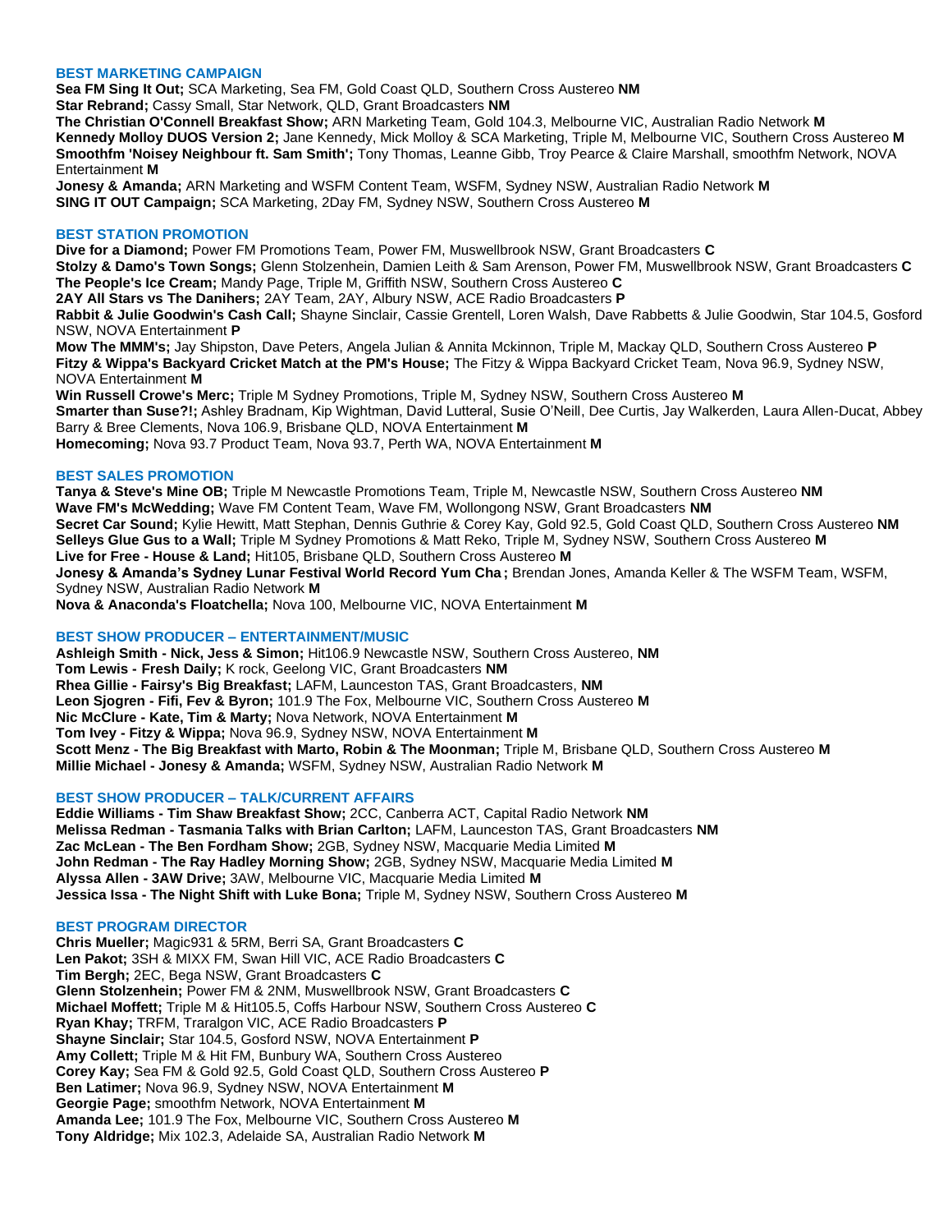## BEST MARKETING CAMPAIGN

**Sea FM Sing It Out;** SCA Marketing, Sea FM, Gold Coast QLD, Southern Cross Austereo **NM**
**Star Rebrand;** Cassy Small, Star Network, QLD, Grant Broadcasters **NM**
**The Christian O'Connell Breakfast Show;** ARN Marketing Team, Gold 104.3, Melbourne VIC, Australian Radio Network **M**
**Kennedy Molloy DUOS Version 2;** Jane Kennedy, Mick Molloy & SCA Marketing, Triple M, Melbourne VIC, Southern Cross Austereo **M**
**Smoothfm 'Noisey Neighbour ft. Sam Smith';** Tony Thomas, Leanne Gibb, Troy Pearce & Claire Marshall, smoothfm Network, NOVA Entertainment **M**
**Jonesy & Amanda;** ARN Marketing and WSFM Content Team, WSFM, Sydney NSW, Australian Radio Network **M**
**SING IT OUT Campaign;** SCA Marketing, 2Day FM, Sydney NSW, Southern Cross Austereo **M**

## BEST STATION PROMOTION

**Dive for a Diamond;** Power FM Promotions Team, Power FM, Muswellbrook NSW, Grant Broadcasters **C**
**Stolzy & Damo's Town Songs;** Glenn Stolzenhein, Damien Leith & Sam Arenson, Power FM, Muswellbrook NSW, Grant Broadcasters **C**
**The People's Ice Cream;** Mandy Page, Triple M, Griffith NSW, Southern Cross Austereo **C**
**2AY All Stars vs The Danihers;** 2AY Team, 2AY, Albury NSW, ACE Radio Broadcasters **P**
**Rabbit & Julie Goodwin's Cash Call;** Shayne Sinclair, Cassie Grentell, Loren Walsh, Dave Rabbetts & Julie Goodwin, Star 104.5, Gosford NSW, NOVA Entertainment **P**
**Mow The MMM's;** Jay Shipston, Dave Peters, Angela Julian & Annita Mckinnon, Triple M, Mackay QLD, Southern Cross Austereo **P**
**Fitzy & Wippa's Backyard Cricket Match at the PM's House;** The Fitzy & Wippa Backyard Cricket Team, Nova 96.9, Sydney NSW, NOVA Entertainment **M**
**Win Russell Crowe's Merc;** Triple M Sydney Promotions, Triple M, Sydney NSW, Southern Cross Austereo **M**
**Smarter than Suse?!;** Ashley Bradnam, Kip Wightman, David Lutteral, Susie O'Neill, Dee Curtis, Jay Walkerden, Laura Allen-Ducat, Abbey Barry & Bree Clements, Nova 106.9, Brisbane QLD, NOVA Entertainment **M**
**Homecoming;** Nova 93.7 Product Team, Nova 93.7, Perth WA, NOVA Entertainment **M**

## BEST SALES PROMOTION

**Tanya & Steve's Mine OB;** Triple M Newcastle Promotions Team, Triple M, Newcastle NSW, Southern Cross Austereo **NM**
**Wave FM's McWedding;** Wave FM Content Team, Wave FM, Wollongong NSW, Grant Broadcasters **NM**
**Secret Car Sound;** Kylie Hewitt, Matt Stephan, Dennis Guthrie & Corey Kay, Gold 92.5, Gold Coast QLD, Southern Cross Austereo **NM**
**Selleys Glue Gus to a Wall;** Triple M Sydney Promotions & Matt Reko, Triple M, Sydney NSW, Southern Cross Austereo **M**
**Live for Free - House & Land;** Hit105, Brisbane QLD, Southern Cross Austereo **M**
**Jonesy & Amanda's Sydney Lunar Festival World Record Yum Cha ;** Brendan Jones, Amanda Keller & The WSFM Team, WSFM, Sydney NSW, Australian Radio Network **M**
**Nova & Anaconda's Floatchella;** Nova 100, Melbourne VIC, NOVA Entertainment **M**

## BEST SHOW PRODUCER – ENTERTAINMENT/MUSIC

**Ashleigh Smith - Nick, Jess & Simon;** Hit106.9 Newcastle NSW, Southern Cross Austereo, **NM**
**Tom Lewis - Fresh Daily;** K rock, Geelong VIC, Grant Broadcasters **NM**
**Rhea Gillie - Fairsy's Big Breakfast;** LAFM, Launceston TAS, Grant Broadcasters, **NM**
**Leon Sjogren - Fifi, Fev & Byron;** 101.9 The Fox, Melbourne VIC, Southern Cross Austereo **M**
**Nic McClure - Kate, Tim & Marty;** Nova Network, NOVA Entertainment **M**
**Tom Ivey - Fitzy & Wippa;** Nova 96.9, Sydney NSW, NOVA Entertainment **M**
**Scott Menz - The Big Breakfast with Marto, Robin & The Moonman;** Triple M, Brisbane QLD, Southern Cross Austereo **M**
**Millie Michael - Jonesy & Amanda;** WSFM, Sydney NSW, Australian Radio Network **M**

## BEST SHOW PRODUCER – TALK/CURRENT AFFAIRS

**Eddie Williams - Tim Shaw Breakfast Show;** 2CC, Canberra ACT, Capital Radio Network **NM**
**Melissa Redman - Tasmania Talks with Brian Carlton;** LAFM, Launceston TAS, Grant Broadcasters **NM**
**Zac McLean - The Ben Fordham Show;** 2GB, Sydney NSW, Macquarie Media Limited **M**
**John Redman - The Ray Hadley Morning Show;** 2GB, Sydney NSW, Macquarie Media Limited **M**
**Alyssa Allen - 3AW Drive;** 3AW, Melbourne VIC, Macquarie Media Limited **M**
**Jessica Issa - The Night Shift with Luke Bona;** Triple M, Sydney NSW, Southern Cross Austereo **M**

## BEST PROGRAM DIRECTOR

**Chris Mueller;** Magic931 & 5RM, Berri SA, Grant Broadcasters **C**
**Len Pakot;** 3SH & MIXX FM, Swan Hill VIC, ACE Radio Broadcasters **C**
**Tim Bergh;** 2EC, Bega NSW, Grant Broadcasters **C**
**Glenn Stolzenhein;** Power FM & 2NM, Muswellbrook NSW, Grant Broadcasters **C**
**Michael Moffett;** Triple M & Hit105.5, Coffs Harbour NSW, Southern Cross Austereo **C**
**Ryan Khay;** TRFM, Traralgon VIC, ACE Radio Broadcasters **P**
**Shayne Sinclair;** Star 104.5, Gosford NSW, NOVA Entertainment **P**
**Amy Collett;** Triple M & Hit FM, Bunbury WA, Southern Cross Austereo
**Corey Kay;** Sea FM & Gold 92.5, Gold Coast QLD, Southern Cross Austereo **P**
**Ben Latimer;** Nova 96.9, Sydney NSW, NOVA Entertainment **M**
**Georgie Page;** smoothfm Network, NOVA Entertainment **M**
**Amanda Lee;** 101.9 The Fox, Melbourne VIC, Southern Cross Austereo **M**
**Tony Aldridge;** Mix 102.3, Adelaide SA, Australian Radio Network **M**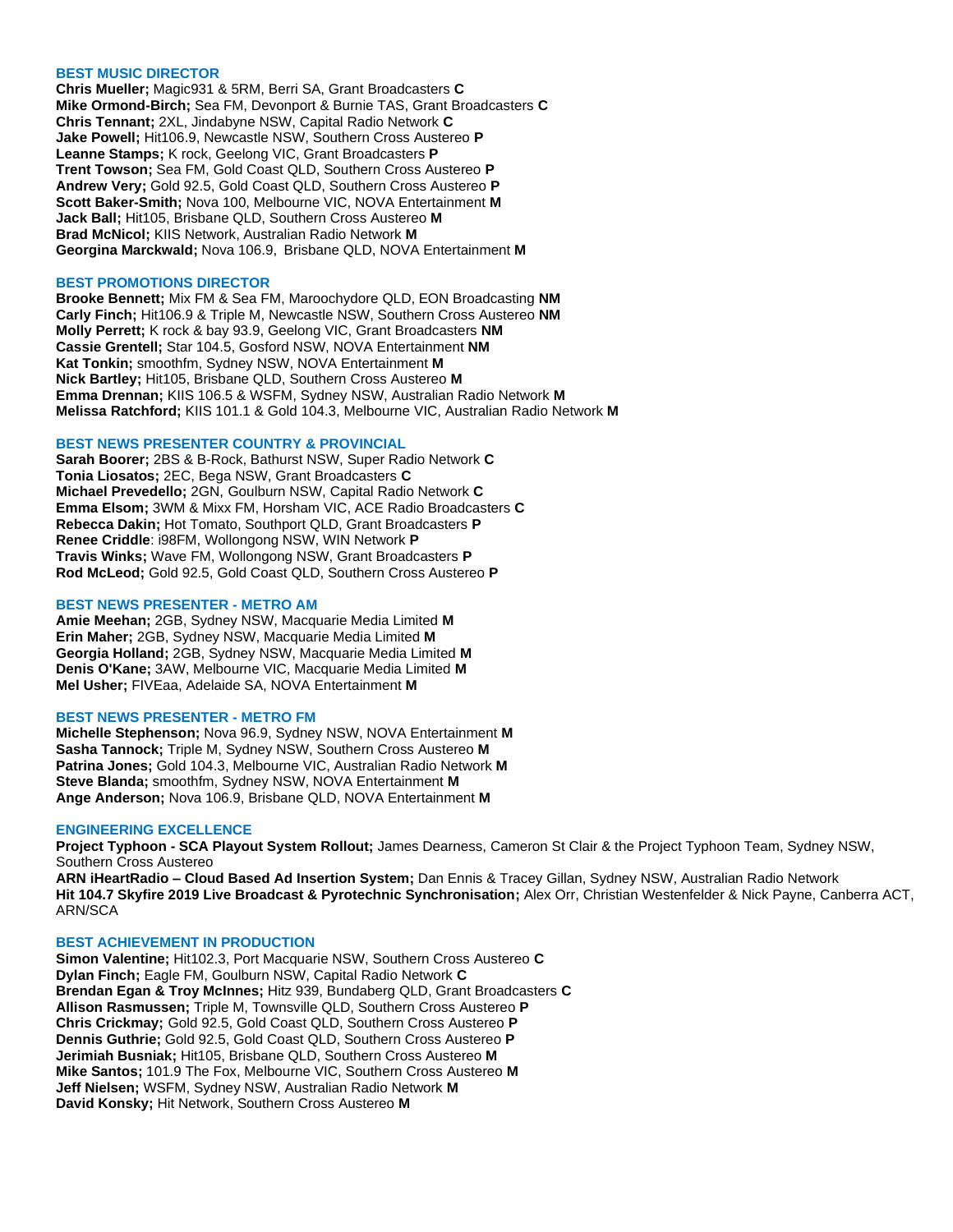## BEST MUSIC DIRECTOR

**Chris Mueller;** Magic931 & 5RM, Berri SA, Grant Broadcasters **C**
**Mike Ormond-Birch;** Sea FM, Devonport & Burnie TAS, Grant Broadcasters **C**
**Chris Tennant;** 2XL, Jindabyne NSW, Capital Radio Network **C**
**Jake Powell;** Hit106.9, Newcastle NSW, Southern Cross Austereo **P**
**Leanne Stamps;** K rock, Geelong VIC, Grant Broadcasters **P**
**Trent Towson;** Sea FM, Gold Coast QLD, Southern Cross Austereo **P**
**Andrew Very;** Gold 92.5, Gold Coast QLD, Southern Cross Austereo **P**
**Scott Baker-Smith;** Nova 100, Melbourne VIC, NOVA Entertainment **M**
**Jack Ball;** Hit105, Brisbane QLD, Southern Cross Austereo **M**
**Brad McNicol;** KIIS Network, Australian Radio Network **M**
**Georgina Marckwald;** Nova 106.9, Brisbane QLD, NOVA Entertainment **M**

## BEST PROMOTIONS DIRECTOR

**Brooke Bennett;** Mix FM & Sea FM, Maroochydore QLD, EON Broadcasting **NM**
**Carly Finch;** Hit106.9 & Triple M, Newcastle NSW, Southern Cross Austereo **NM**
**Molly Perrett;** K rock & bay 93.9, Geelong VIC, Grant Broadcasters **NM**
**Cassie Grentell;** Star 104.5, Gosford NSW, NOVA Entertainment **NM**
**Kat Tonkin;** smoothfm, Sydney NSW, NOVA Entertainment **M**
**Nick Bartley;** Hit105, Brisbane QLD, Southern Cross Austereo **M**
**Emma Drennan;** KIIS 106.5 & WSFM, Sydney NSW, Australian Radio Network **M**
**Melissa Ratchford;** KIIS 101.1 & Gold 104.3, Melbourne VIC, Australian Radio Network **M**

## BEST NEWS PRESENTER COUNTRY & PROVINCIAL

**Sarah Boorer;** 2BS & B-Rock, Bathurst NSW, Super Radio Network **C**
**Tonia Liosatos;** 2EC, Bega NSW, Grant Broadcasters **C**
**Michael Prevedello;** 2GN, Goulburn NSW, Capital Radio Network **C**
**Emma Elsom;** 3WM & Mixx FM, Horsham VIC, ACE Radio Broadcasters **C**
**Rebecca Dakin;** Hot Tomato, Southport QLD, Grant Broadcasters **P**
**Renee Criddle**: i98FM, Wollongong NSW, WIN Network **P**
**Travis Winks;** Wave FM, Wollongong NSW, Grant Broadcasters **P**
**Rod McLeod;** Gold 92.5, Gold Coast QLD, Southern Cross Austereo **P**

## BEST NEWS PRESENTER - METRO AM

**Amie Meehan;** 2GB, Sydney NSW, Macquarie Media Limited **M**
**Erin Maher;** 2GB, Sydney NSW, Macquarie Media Limited **M**
**Georgia Holland;** 2GB, Sydney NSW, Macquarie Media Limited **M**
**Denis O'Kane;** 3AW, Melbourne VIC, Macquarie Media Limited **M**
**Mel Usher;** FIVEaa, Adelaide SA, NOVA Entertainment **M**

## BEST NEWS PRESENTER - METRO FM

**Michelle Stephenson;** Nova 96.9, Sydney NSW, NOVA Entertainment **M**
**Sasha Tannock;** Triple M, Sydney NSW, Southern Cross Austereo **M**
**Patrina Jones;** Gold 104.3, Melbourne VIC, Australian Radio Network **M**
**Steve Blanda;** smoothfm, Sydney NSW, NOVA Entertainment **M**
**Ange Anderson;** Nova 106.9, Brisbane QLD, NOVA Entertainment **M**

## ENGINEERING EXCELLENCE

**Project Typhoon - SCA Playout System Rollout;** James Dearness, Cameron St Clair & the Project Typhoon Team, Sydney NSW, Southern Cross Austereo
**ARN iHeartRadio – Cloud Based Ad Insertion System;** Dan Ennis & Tracey Gillan, Sydney NSW, Australian Radio Network
**Hit 104.7 Skyfire 2019 Live Broadcast & Pyrotechnic Synchronisation;** Alex Orr, Christian Westenfelder & Nick Payne, Canberra ACT, ARN/SCA

## BEST ACHIEVEMENT IN PRODUCTION

**Simon Valentine;** Hit102.3, Port Macquarie NSW, Southern Cross Austereo **C**
**Dylan Finch;** Eagle FM, Goulburn NSW, Capital Radio Network **C**
**Brendan Egan & Troy McInnes;** Hitz 939, Bundaberg QLD, Grant Broadcasters **C**
**Allison Rasmussen;** Triple M, Townsville QLD, Southern Cross Austereo **P**
**Chris Crickmay;** Gold 92.5, Gold Coast QLD, Southern Cross Austereo **P**
**Dennis Guthrie;** Gold 92.5, Gold Coast QLD, Southern Cross Austereo **P**
**Jerimiah Busniak;** Hit105, Brisbane QLD, Southern Cross Austereo **M**
**Mike Santos;** 101.9 The Fox, Melbourne VIC, Southern Cross Austereo **M**
**Jeff Nielsen;** WSFM, Sydney NSW, Australian Radio Network **M**
**David Konsky;** Hit Network, Southern Cross Austereo **M**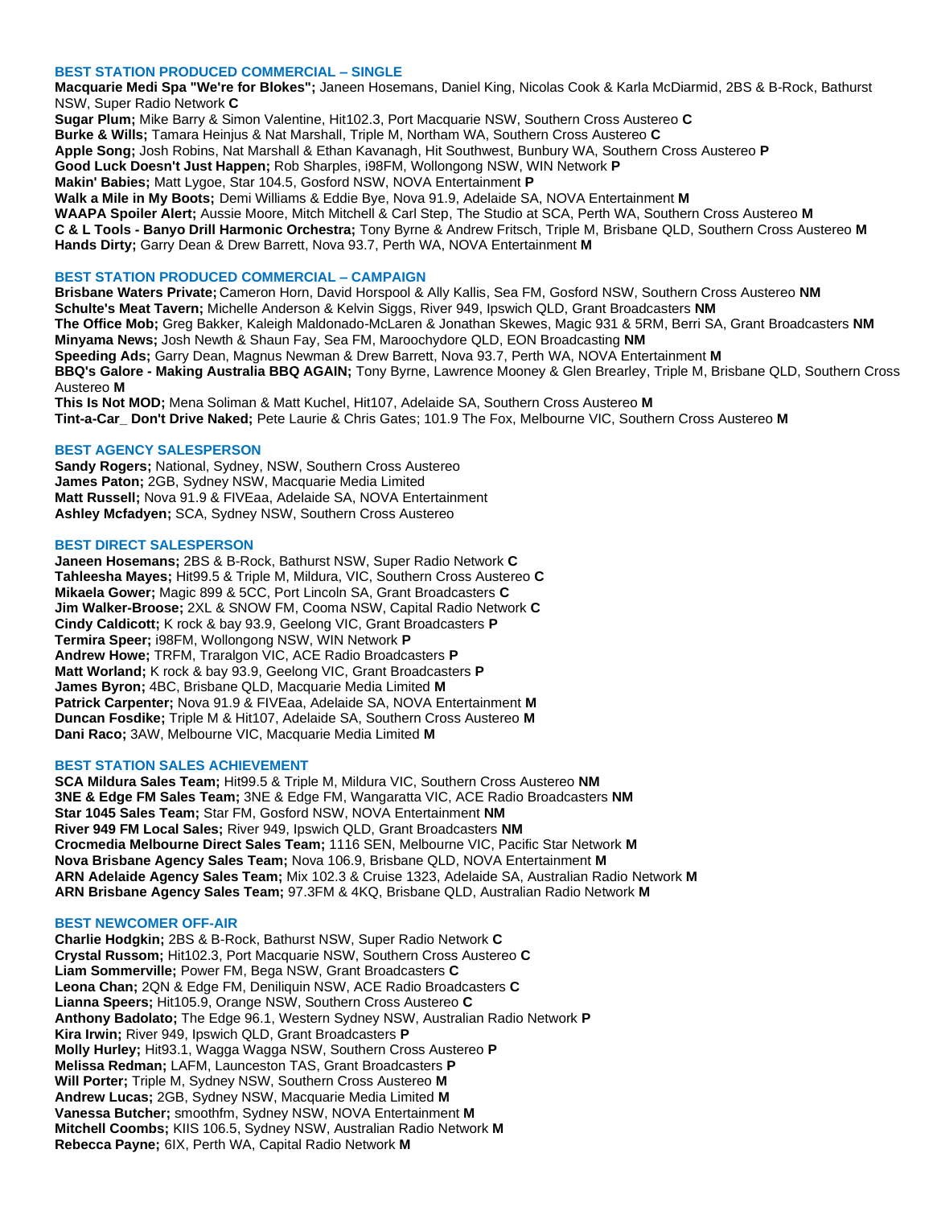### BEST STATION PRODUCED COMMERCIAL – SINGLE

**Macquarie Medi Spa "We're for Blokes";** Janeen Hosemans, Daniel King, Nicolas Cook & Karla McDiarmid, 2BS & B-Rock, Bathurst NSW, Super Radio Network **C**
**Sugar Plum;** Mike Barry & Simon Valentine, Hit102.3, Port Macquarie NSW, Southern Cross Austereo **C**
**Burke & Wills;** Tamara Heinjus & Nat Marshall, Triple M, Northam WA, Southern Cross Austereo **C**
**Apple Song;** Josh Robins, Nat Marshall & Ethan Kavanagh, Hit Southwest, Bunbury WA, Southern Cross Austereo **P**
**Good Luck Doesn't Just Happen;** Rob Sharples, i98FM, Wollongong NSW, WIN Network **P**
**Makin' Babies;** Matt Lygoe, Star 104.5, Gosford NSW, NOVA Entertainment **P**
**Walk a Mile in My Boots;** Demi Williams & Eddie Bye, Nova 91.9, Adelaide SA, NOVA Entertainment **M**
**WAAPA Spoiler Alert;** Aussie Moore, Mitch Mitchell & Carl Step, The Studio at SCA, Perth WA, Southern Cross Austereo **M**
**C & L Tools - Banyo Drill Harmonic Orchestra;** Tony Byrne & Andrew Fritsch, Triple M, Brisbane QLD, Southern Cross Austereo **M**
**Hands Dirty;** Garry Dean & Drew Barrett, Nova 93.7, Perth WA, NOVA Entertainment **M**

### BEST STATION PRODUCED COMMERCIAL – CAMPAIGN

**Brisbane Waters Private;** Cameron Horn, David Horspool & Ally Kallis, Sea FM, Gosford NSW, Southern Cross Austereo **NM**
**Schulte's Meat Tavern;** Michelle Anderson & Kelvin Siggs, River 949, Ipswich QLD, Grant Broadcasters **NM**
**The Office Mob;** Greg Bakker, Kaleigh Maldonado-McLaren & Jonathan Skewes, Magic 931 & 5RM, Berri SA, Grant Broadcasters **NM**
**Minyama News;** Josh Newth & Shaun Fay, Sea FM, Maroochydore QLD, EON Broadcasting **NM**
**Speeding Ads;** Garry Dean, Magnus Newman & Drew Barrett, Nova 93.7, Perth WA, NOVA Entertainment **M**
**BBQ's Galore - Making Australia BBQ AGAIN;** Tony Byrne, Lawrence Mooney & Glen Brearley, Triple M, Brisbane QLD, Southern Cross Austereo **M**
**This Is Not MOD;** Mena Soliman & Matt Kuchel, Hit107, Adelaide SA, Southern Cross Austereo **M**
**Tint-a-Car_ Don't Drive Naked;** Pete Laurie & Chris Gates; 101.9 The Fox, Melbourne VIC, Southern Cross Austereo **M**

### BEST AGENCY SALESPERSON

**Sandy Rogers;** National, Sydney, NSW, Southern Cross Austereo
**James Paton;** 2GB, Sydney NSW, Macquarie Media Limited
**Matt Russell;** Nova 91.9 & FIVEaa, Adelaide SA, NOVA Entertainment
**Ashley Mcfadyen;** SCA, Sydney NSW, Southern Cross Austereo

### BEST DIRECT SALESPERSON

**Janeen Hosemans;** 2BS & B-Rock, Bathurst NSW, Super Radio Network **C**
**Tahleesha Mayes;** Hit99.5 & Triple M, Mildura, VIC, Southern Cross Austereo **C**
**Mikaela Gower;** Magic 899 & 5CC, Port Lincoln SA, Grant Broadcasters **C**
**Jim Walker-Broose;** 2XL & SNOW FM, Cooma NSW, Capital Radio Network **C**
**Cindy Caldicott;** K rock & bay 93.9, Geelong VIC, Grant Broadcasters **P**
**Termira Speer;** i98FM, Wollongong NSW, WIN Network **P**
**Andrew Howe;** TRFM, Traralgon VIC, ACE Radio Broadcasters **P**
**Matt Worland;** K rock & bay 93.9, Geelong VIC, Grant Broadcasters **P**
**James Byron;** 4BC, Brisbane QLD, Macquarie Media Limited **M**
**Patrick Carpenter;** Nova 91.9 & FIVEaa, Adelaide SA, NOVA Entertainment **M**
**Duncan Fosdike;** Triple M & Hit107, Adelaide SA, Southern Cross Austereo **M**
**Dani Raco;** 3AW, Melbourne VIC, Macquarie Media Limited **M**

### BEST STATION SALES ACHIEVEMENT

**SCA Mildura Sales Team;** Hit99.5 & Triple M, Mildura VIC, Southern Cross Austereo **NM**
**3NE & Edge FM Sales Team;** 3NE & Edge FM, Wangaratta VIC, ACE Radio Broadcasters **NM**
**Star 1045 Sales Team;** Star FM, Gosford NSW, NOVA Entertainment **NM**
**River 949 FM Local Sales;** River 949, Ipswich QLD, Grant Broadcasters **NM**
**Crocmedia Melbourne Direct Sales Team;** 1116 SEN, Melbourne VIC, Pacific Star Network **M**
**Nova Brisbane Agency Sales Team;** Nova 106.9, Brisbane QLD, NOVA Entertainment **M**
**ARN Adelaide Agency Sales Team;** Mix 102.3 & Cruise 1323, Adelaide SA, Australian Radio Network **M**
**ARN Brisbane Agency Sales Team;** 97.3FM & 4KQ, Brisbane QLD, Australian Radio Network **M**

### BEST NEWCOMER OFF-AIR

**Charlie Hodgkin;** 2BS & B-Rock, Bathurst NSW, Super Radio Network **C**
**Crystal Russom;** Hit102.3, Port Macquarie NSW, Southern Cross Austereo **C**
**Liam Sommerville;** Power FM, Bega NSW, Grant Broadcasters **C**
**Leona Chan;** 2QN & Edge FM, Deniliquin NSW, ACE Radio Broadcasters **C**
**Lianna Speers;** Hit105.9, Orange NSW, Southern Cross Austereo **C**
**Anthony Badolato;** The Edge 96.1, Western Sydney NSW, Australian Radio Network **P**
**Kira Irwin;** River 949, Ipswich QLD, Grant Broadcasters **P**
**Molly Hurley;** Hit93.1, Wagga Wagga NSW, Southern Cross Austereo **P**
**Melissa Redman;** LAFM, Launceston TAS, Grant Broadcasters **P**
**Will Porter;** Triple M, Sydney NSW, Southern Cross Austereo **M**
**Andrew Lucas;** 2GB, Sydney NSW, Macquarie Media Limited **M**
**Vanessa Butcher;** smoothfm, Sydney NSW, NOVA Entertainment **M**
**Mitchell Coombs;** KIIS 106.5, Sydney NSW, Australian Radio Network **M**
**Rebecca Payne;** 6IX, Perth WA, Capital Radio Network **M**